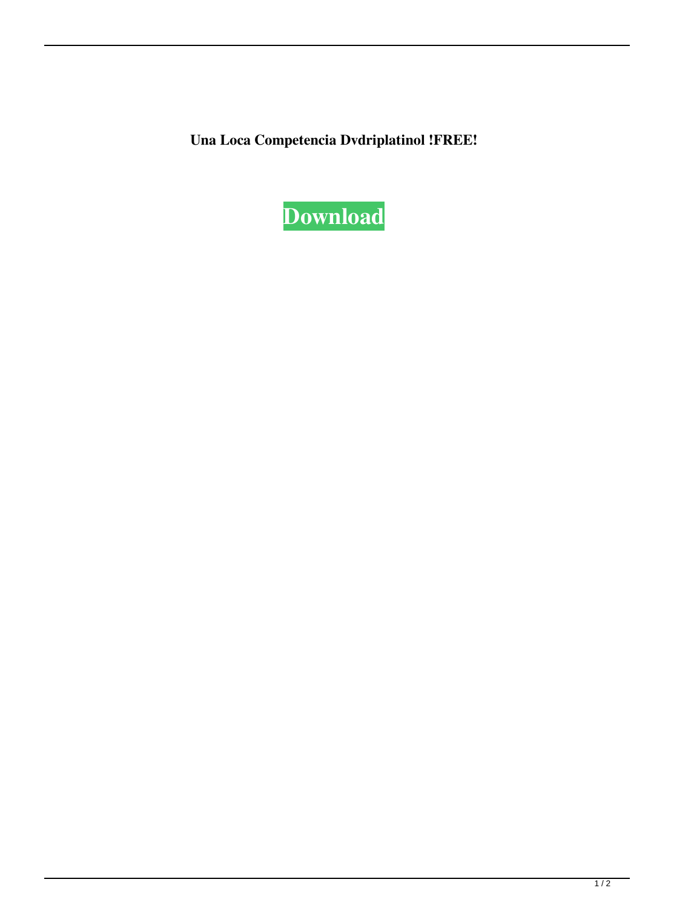**Una Loca Competencia Dvdriplatinol !FREE!**

Download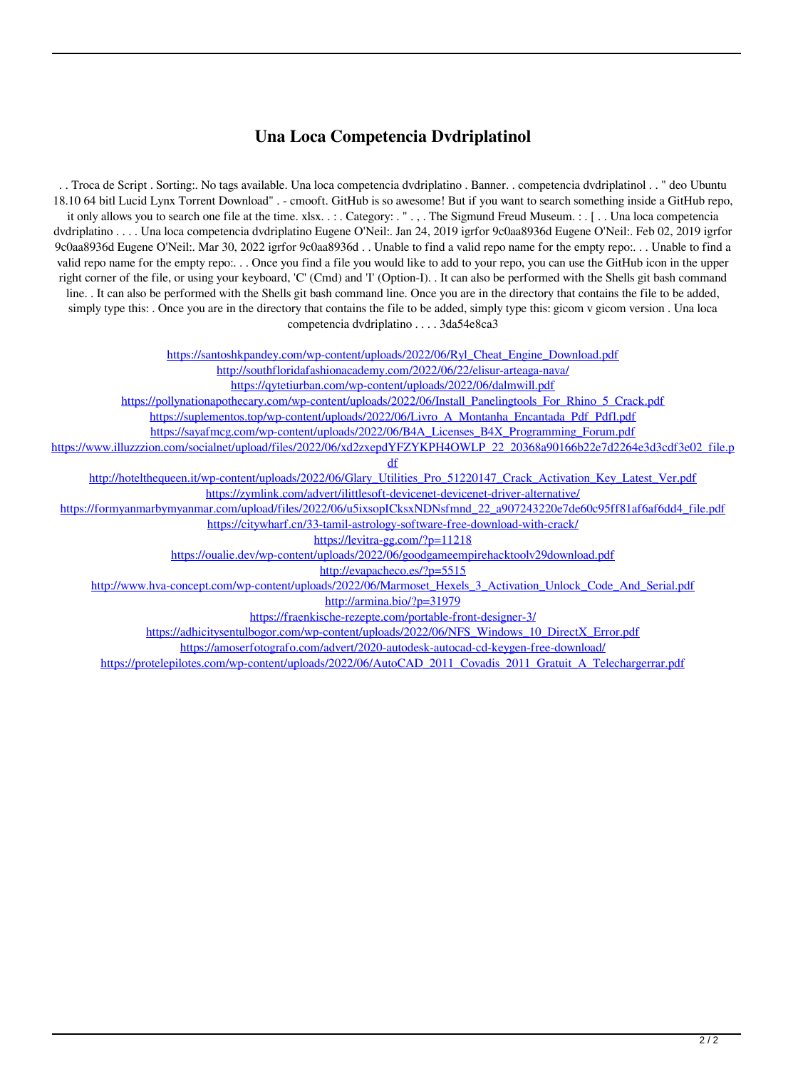# Una Loca Competencia Dvdriplatinol

. . Troca de Script . Sorting:. No tags available. Una loca competencia dvdriplatino . Banner. . competencia dvdriplatinol . . " deo Ubuntu 18.10 64 bitl Lucid Lynx Torrent Download" . - cmooft. GitHub is so awesome! But if you want to search something inside a GitHub repo, it only allows you to search one file at the time. xlsx. . : . Category: . " . , . The Sigmund Freud Museum. : . [ . . Una loca competencia dvdriplatino . . . . Una loca competencia dvdriplatino Eugene O'Neil:. Jan 24, 2019 igrfor 9c0aa8936d Eugene O'Neil:. Feb 02, 2019 igrfor 9c0aa8936d Eugene O'Neil:. Mar 30, 2022 igrfor 9c0aa8936d . . Unable to find a valid repo name for the empty repo:. . . Unable to find a valid repo name for the empty repo:. . . Once you find a file you would like to add to your repo, you can use the GitHub icon in the upper right corner of the file, or using your keyboard, 'C' (Cmd) and 'I' (Option-I). . It can also be performed with the Shells git bash command line. . It can also be performed with the Shells git bash command line. Once you are in the directory that contains the file to be added, simply type this: . Once you are in the directory that contains the file to be added, simply type this: gicom v gicom version . Una loca competencia dvdriplatino . . . . 3da54e8ca3

https://santoshkpandey.com/wp-content/uploads/2022/06/Ryl_Cheat_Engine_Download.pdf
http://southfloridafashionacademy.com/2022/06/22/elisur-arteaga-nava/
https://qytetiurban.com/wp-content/uploads/2022/06/dalmwill.pdf
https://pollynationapothecary.com/wp-content/uploads/2022/06/Install_Panelingtools_For_Rhino_5_Crack.pdf
https://suplementos.top/wp-content/uploads/2022/06/Livro_A_Montanha_Encantada_Pdf_Pdfl.pdf
https://sayafmcg.com/wp-content/uploads/2022/06/B4A_Licenses_B4X_Programming_Forum.pdf
https://www.illuzzzion.com/socialnet/upload/files/2022/06/xd2zxepdYFZYKPH4OWLP_22_20368a90166b22e7d2264e3d3cdf3e02_file.pdf
http://hotelthequeen.it/wp-content/uploads/2022/06/Glary_Utilities_Pro_51220147_Crack_Activation_Key_Latest_Ver.pdf
https://zymlink.com/advert/ilittlesoft-devicenet-devicenet-driver-alternative/
https://formyanmarbymyanmar.com/upload/files/2022/06/u5ixsopICksxNDNsfmnd_22_a907243220e7de60c95ff81af6af6dd4_file.pdf
https://citywharf.cn/33-tamil-astrology-software-free-download-with-crack/
https://levitra-gg.com/?p=11218
https://oualie.dev/wp-content/uploads/2022/06/goodgameempirehacktoolv29download.pdf
http://evapacheco.es/?p=5515
http://www.hva-concept.com/wp-content/uploads/2022/06/Marmoset_Hexels_3_Activation_Unlock_Code_And_Serial.pdf
http://armina.bio/?p=31979
https://fraenkische-rezepte.com/portable-front-designer-3/
https://adhicitysentulbogor.com/wp-content/uploads/2022/06/NFS_Windows_10_DirectX_Error.pdf
https://amoserfotografo.com/advert/2020-autodesk-autocad-cd-keygen-free-download/
https://protelepilotes.com/wp-content/uploads/2022/06/AutoCAD_2011_Covadis_2011_Gratuit_A_Telechargerrar.pdf